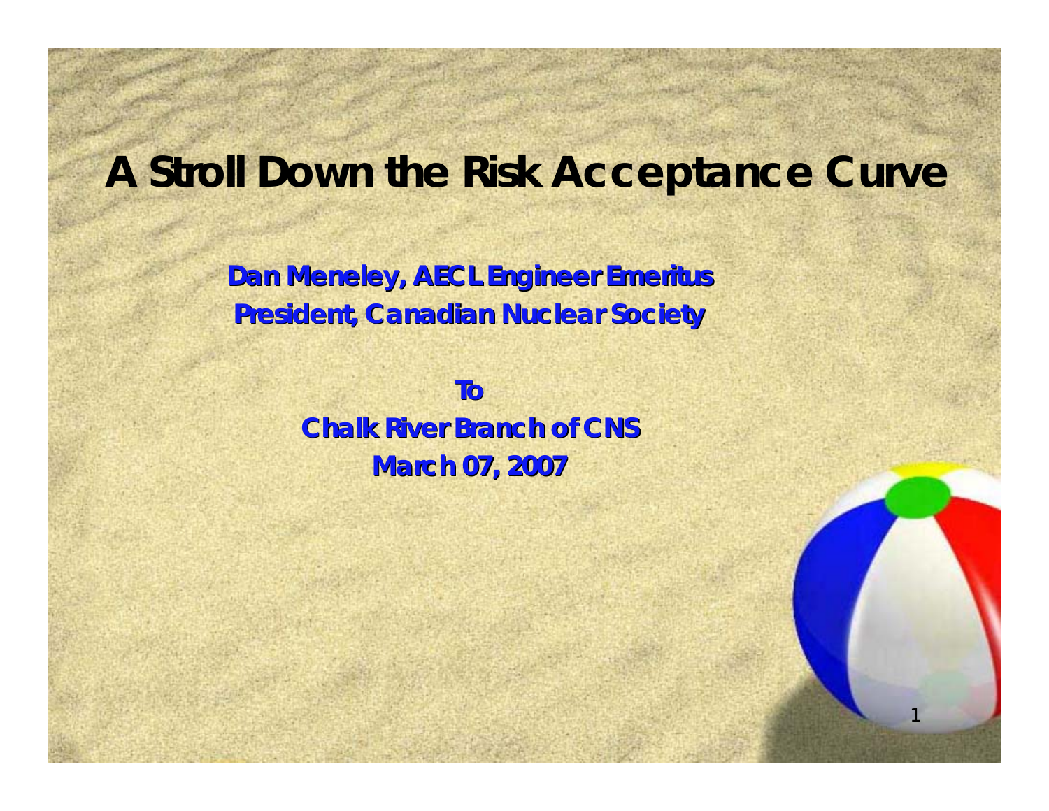# A Stroll Down the Risk Acceptance Curve

**Dan Meneley, AECL Engineer Emeritus**
**President, Canadian Nuclear Society**

**To**
**Chalk River Branch of CNS**
**March 07, 2007**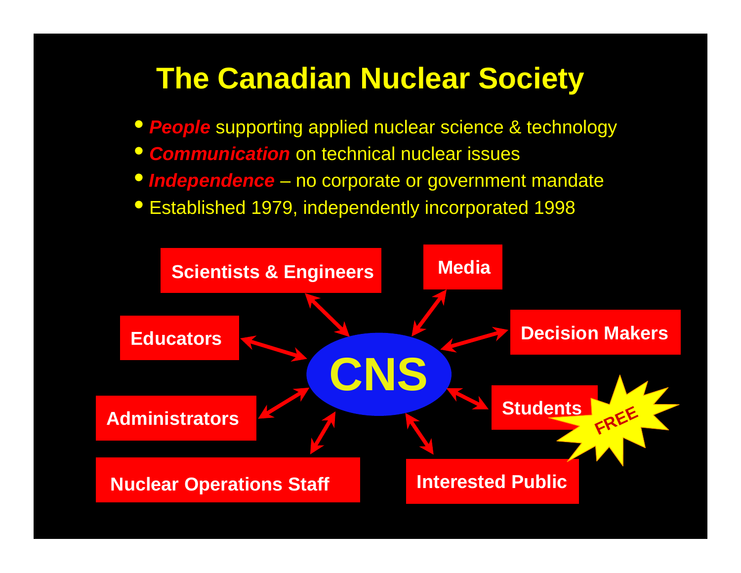# The Canadian Nuclear Society

- ***People*** supporting applied nuclear science & technology
- ***Communication*** on technical nuclear issues
- ***Independence*** – no corporate or government mandate
- Established 1979, independently incorporated 1998

**CNS**

- **Scientists & Engineers**
- **Media**
- **Educators**
- **Decision Makers**
- **Administrators**
- **Students** (FREE)
- **Nuclear Operations Staff**
- **Interested Public**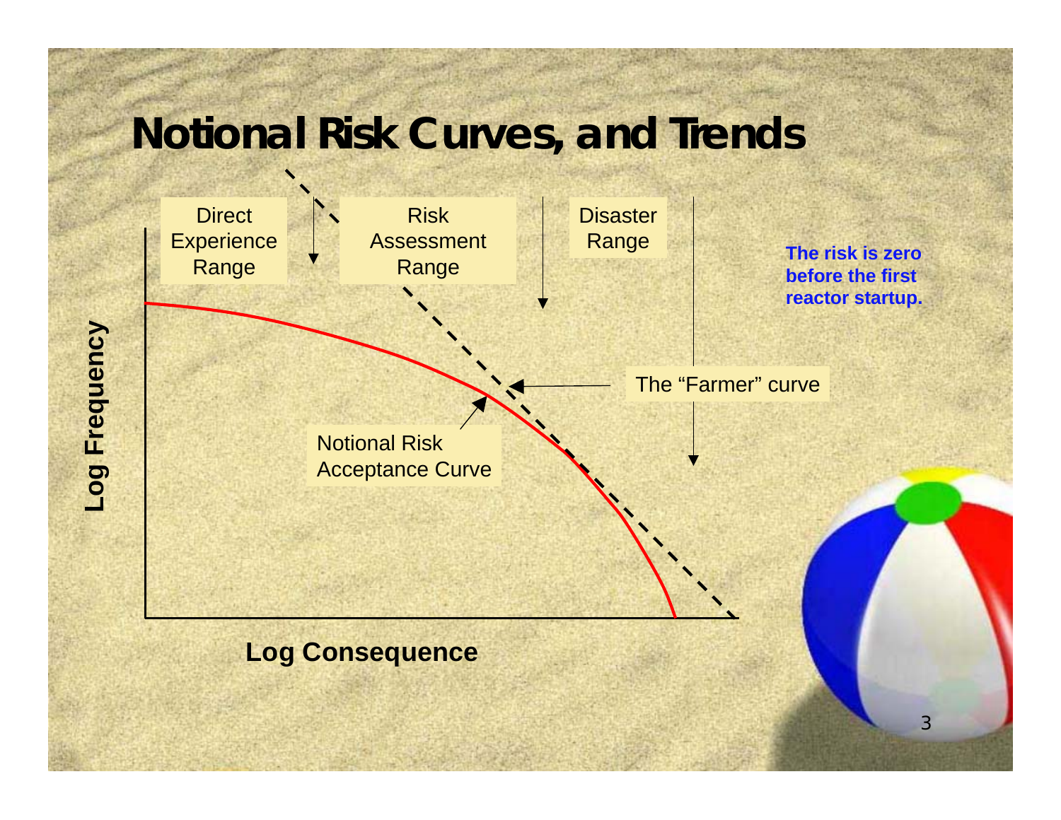# Notional Risk Curves, and Trends

Direct Experience Range

Risk Assessment Range

Disaster Range

**The risk is zero before the first reactor startup.**

The "Farmer" curve

Notional Risk Acceptance Curve

**Log Frequency**

**Log Consequence**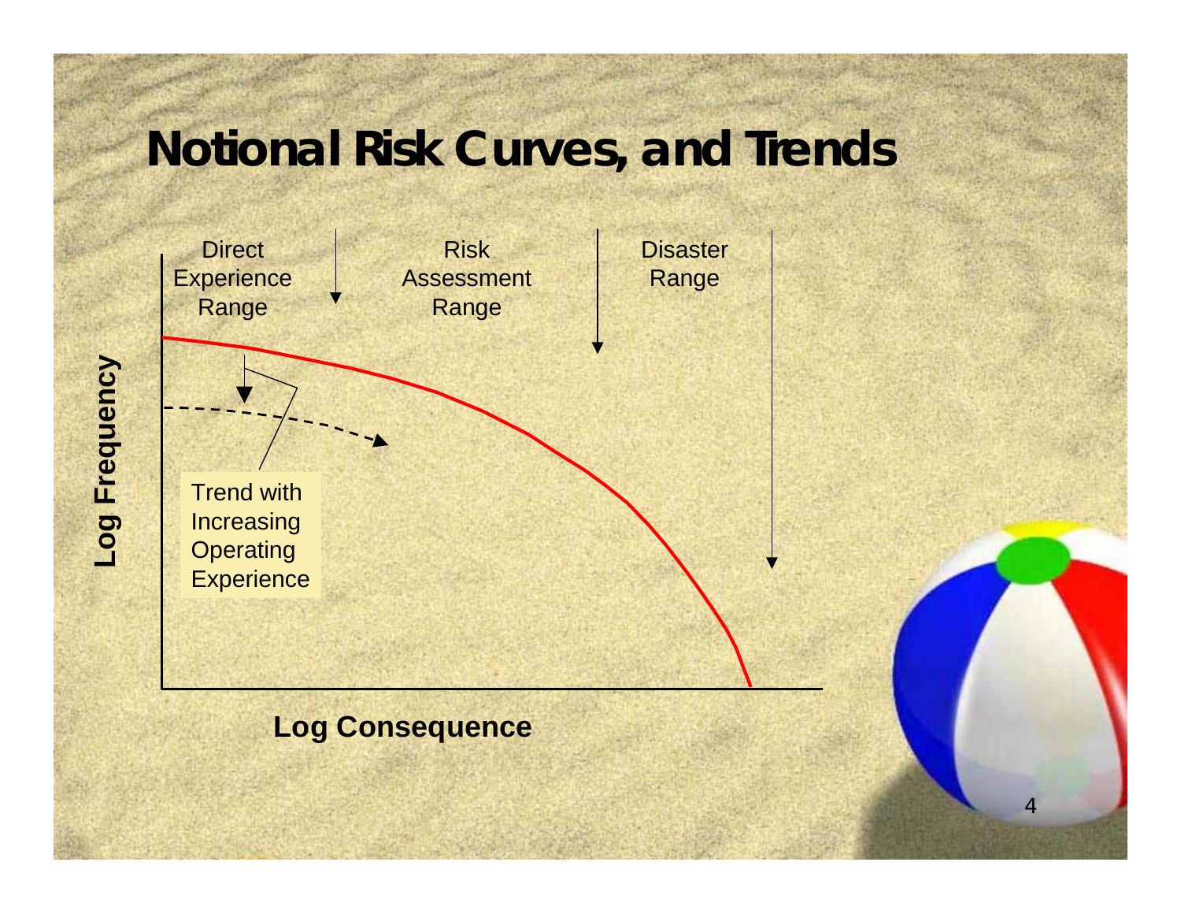# Notional Risk Curves, and Trends

Direct Experience Range

Risk Assessment Range

Disaster Range

Log Frequency

Trend with Increasing Operating Experience

Log Consequence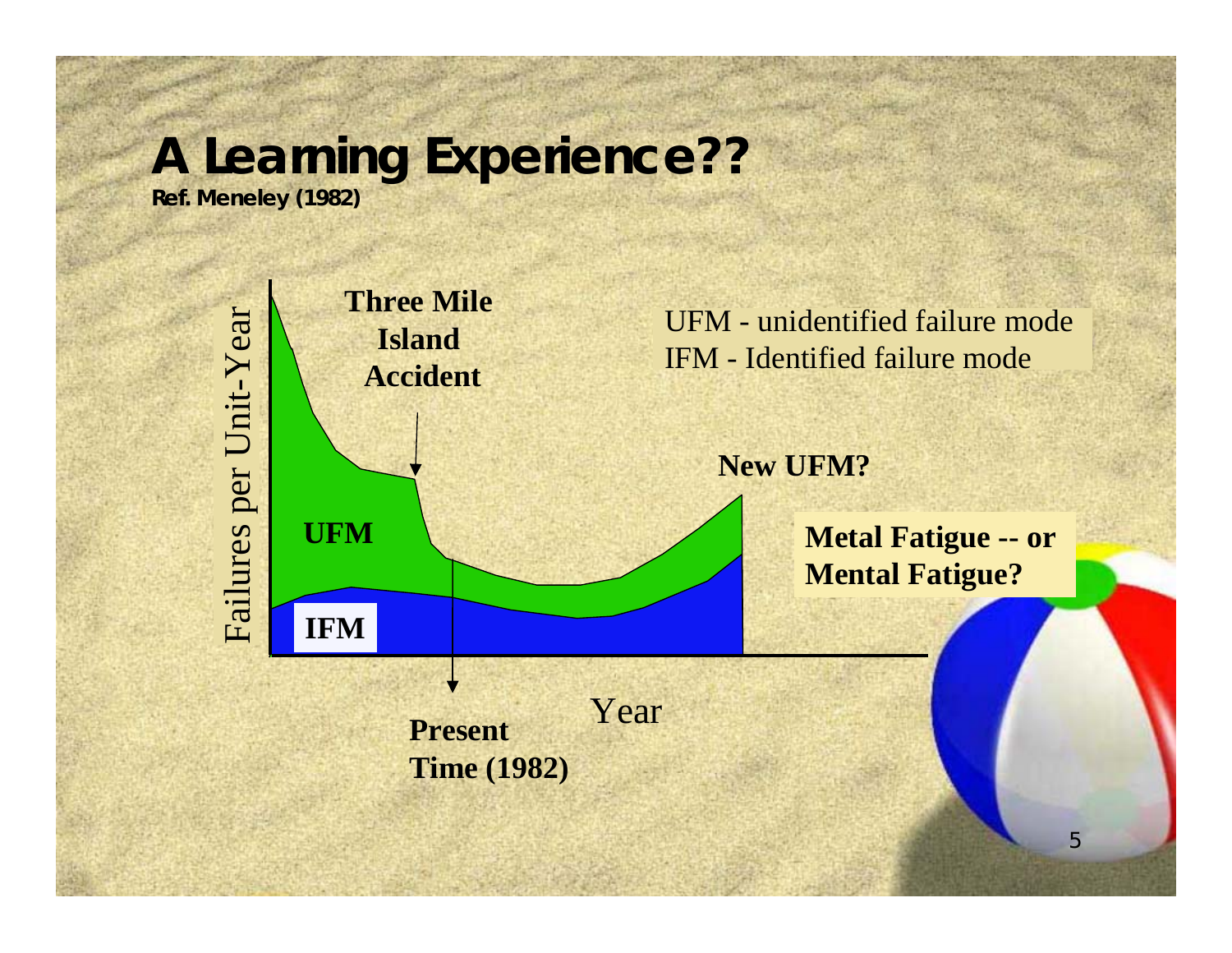# A Learning Experience??

**Ref. Meneley (1982)**

Failures per Unit-Year

**Three Mile Island Accident**

UFM - unidentified failure mode
IFM - Identified failure mode

**New UFM?**

**UFM**

**Metal Fatigue -- or Mental Fatigue?**

**IFM**

Year

**Present Time (1982)**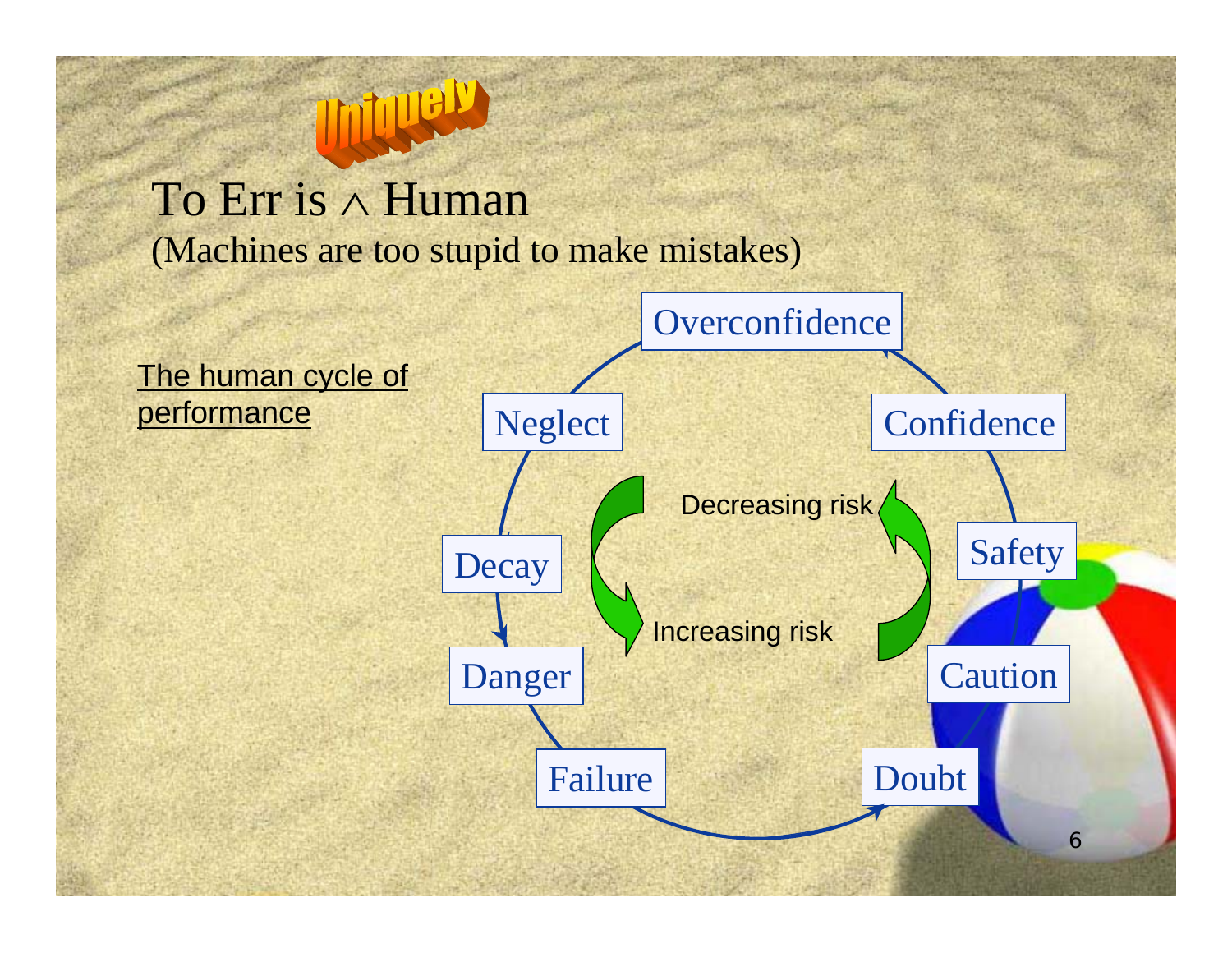# To Err is ∧ Human

Uniquely

(Machines are too stupid to make mistakes)

The human cycle of performance

- Overconfidence
- Neglect
- Decay
- Danger
- Failure
- Doubt
- Caution
- Safety
- Confidence

Decreasing risk

Increasing risk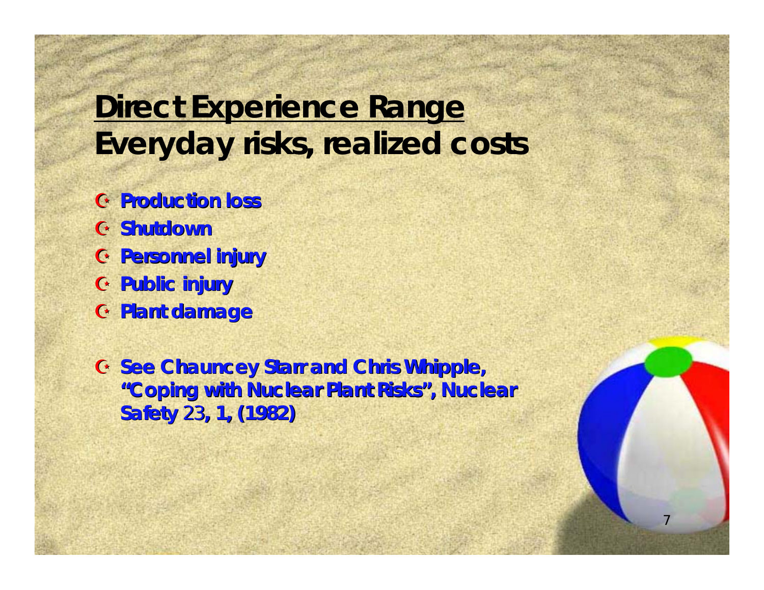## Direct Experience Range
## Everyday risks, realized costs

- Production loss
- Shutdown
- Personnel injury
- Public injury
- Plant damage

- See Chauncey Starr and Chris Whipple, "Coping with Nuclear Plant Risks", Nuclear Safety *23*, 1, (1982)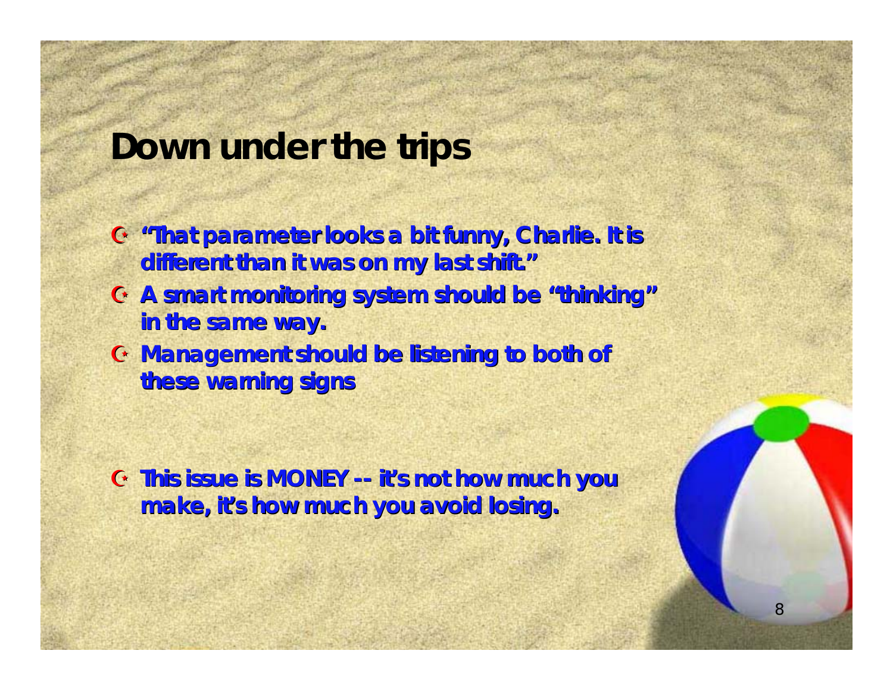# Down under the trips

- "That parameter looks a bit funny, Charlie. It is different than it was on my last shift."
- A smart monitoring system should be "thinking" in the same way.
- Management should be listening to both of these warning signs

- This issue is MONEY -- it's not how much you make, it's how much you avoid losing.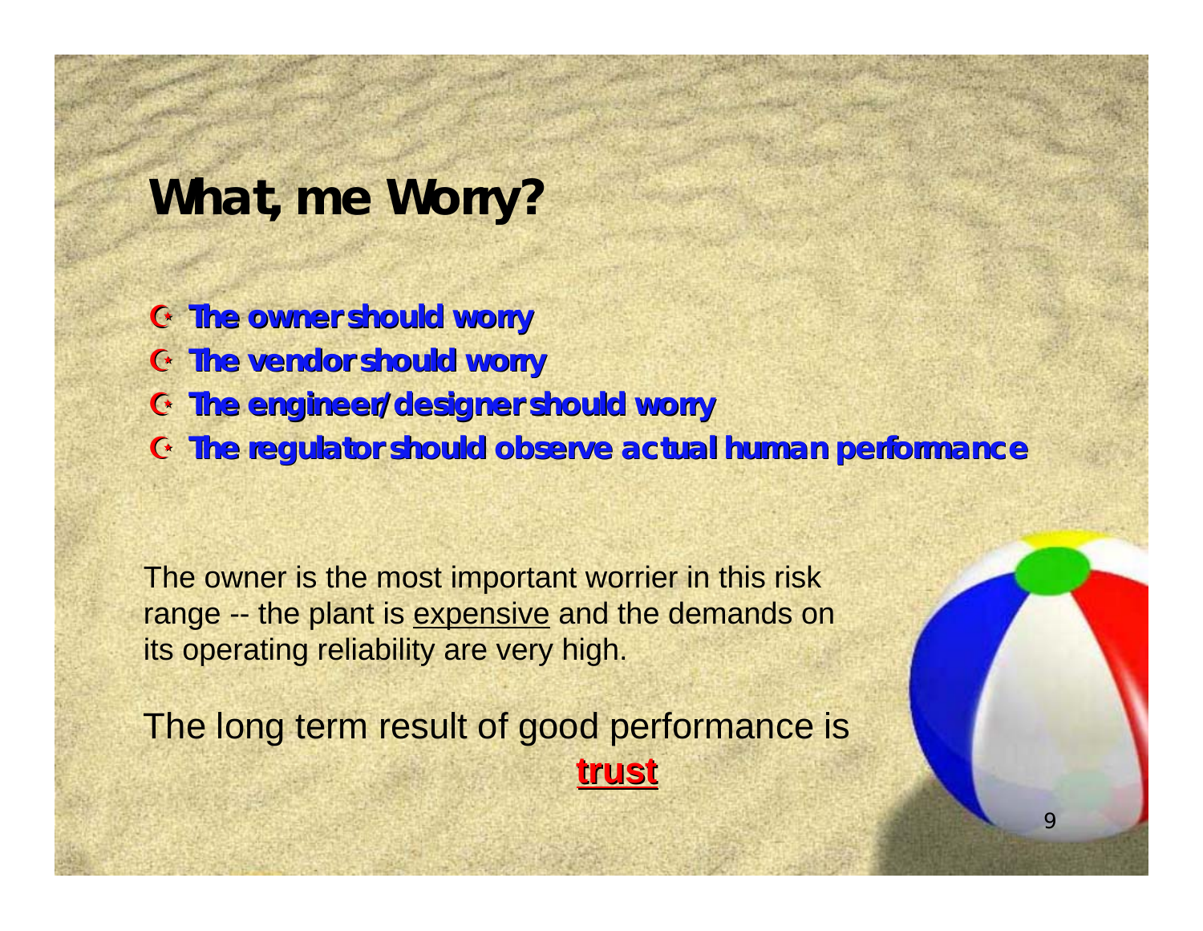# What, me Worry?

- **The owner should worry**
- **The vendor should worry**
- **The engineer/designer should worry**
- **The regulator should observe actual human performance**

The owner is the most important worrier in this risk range -- the plant is expensive and the demands on its operating reliability are very high.

The long term result of good performance is **trust**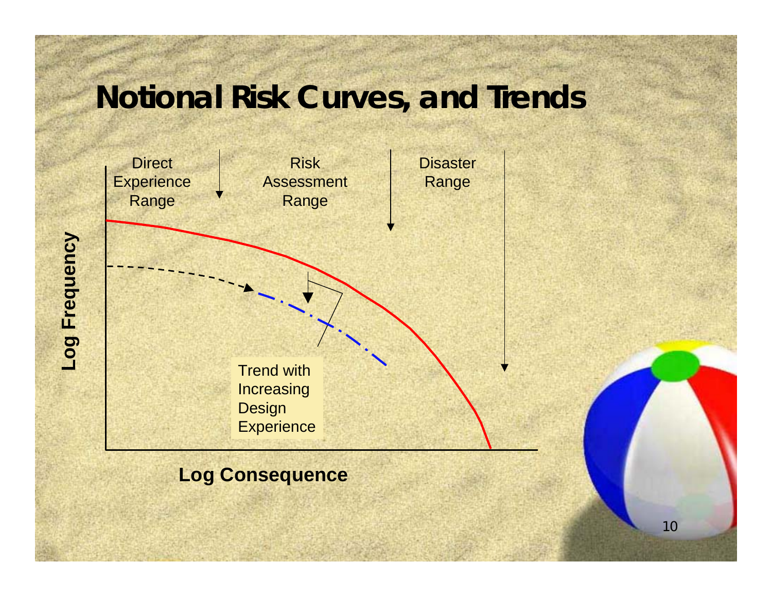# Notional Risk Curves, and Trends

Direct Experience Range

Risk Assessment Range

Disaster Range

Log Frequency

Trend with Increasing Design Experience

Log Consequence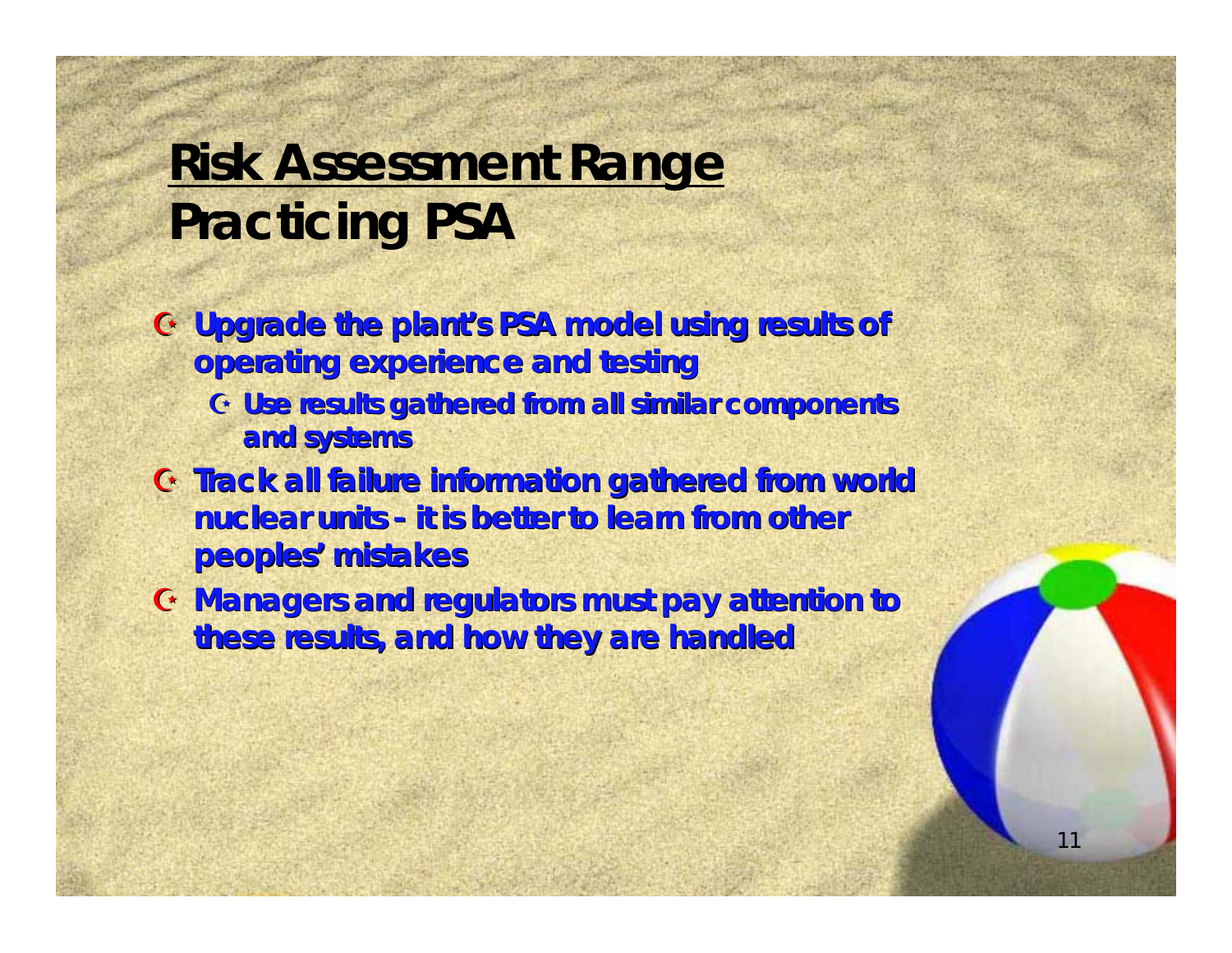# Risk Assessment Range

## Practicing PSA

- **Upgrade the plant's PSA model using results of operating experience and testing**
  - **Use results gathered from all similar components and systems**
- **Track all failure information gathered from world nuclear units - it is better to learn from other peoples' mistakes**
- **Managers and regulators must pay attention to these results, and how they are handled**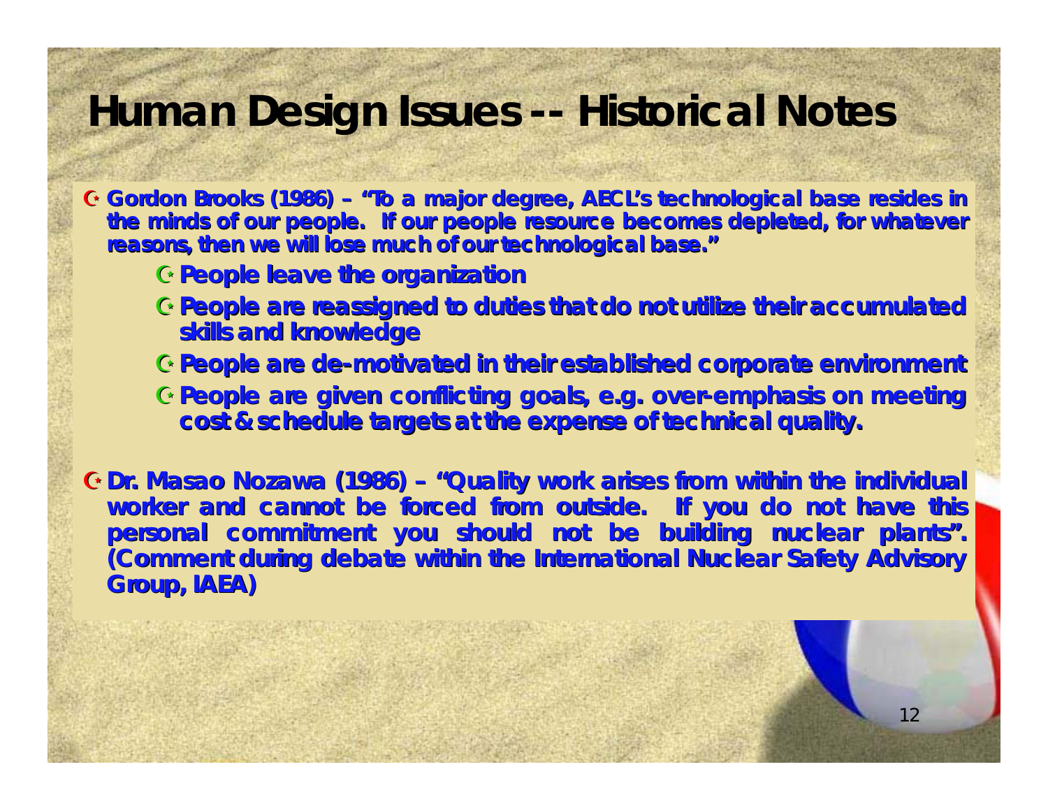# Human Design Issues -- Historical Notes

- **Gordon Brooks (1986) – "To a major degree, AECL's technological base resides in the minds of our people. If our people resource becomes depleted, for whatever reasons, then we will lose much of our technological base."**
  - **People leave the organization**
  - **People are reassigned to duties that do not utilize their accumulated skills and knowledge**
  - **People are de-motivated in their established corporate environment**
  - **People are given conflicting goals, e.g. over-emphasis on meeting cost & schedule targets at the expense of technical quality.**

- **Dr. Masao Nozawa (1986) – "Quality work arises from within the individual worker and cannot be forced from outside. If you do not have this personal commitment you should not be building nuclear plants". (Comment during debate within the International Nuclear Safety Advisory Group, IAEA)**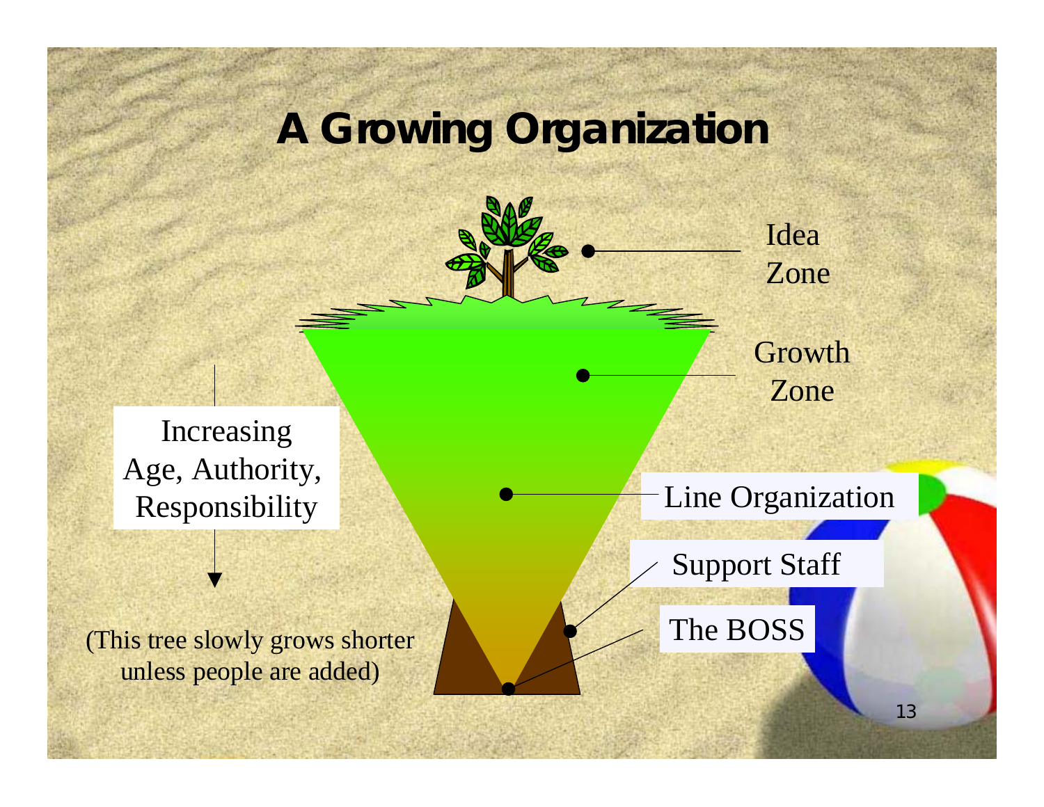# A Growing Organization

Idea Zone

Growth Zone

Line Organization

Support Staff

The BOSS

Increasing Age, Authority, Responsibility

(This tree slowly grows shorter unless people are added)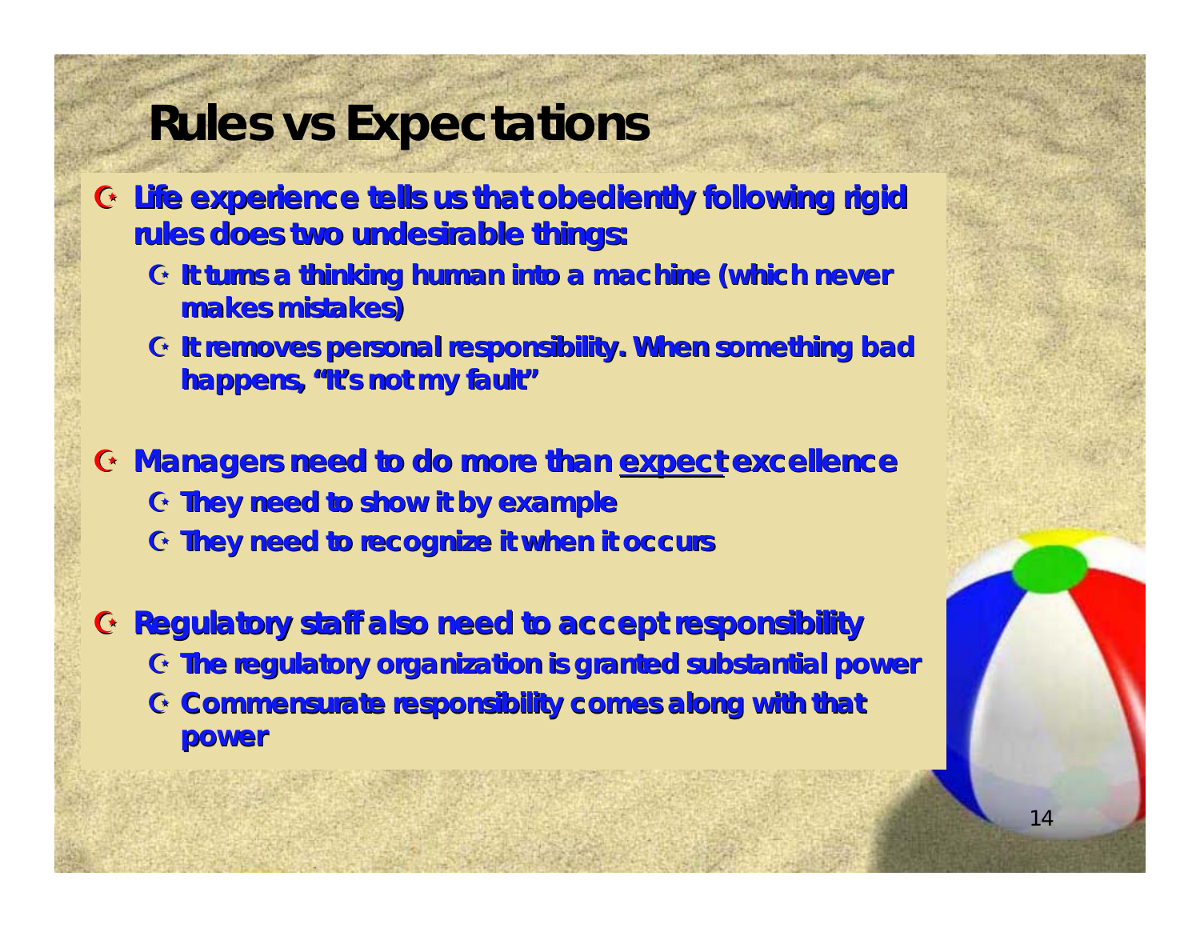# Rules vs Expectations

- Life experience tells us that obediently following rigid rules does two undesirable things:
  - It turns a thinking human into a machine (which never makes mistakes)
  - It removes personal responsibility. When something bad happens, "It's not my fault"
- Managers need to do more than <u>expect</u> excellence
  - They need to show it by example
  - They need to recognize it when it occurs
- Regulatory staff also need to accept responsibility
  - The regulatory organization is granted substantial power
  - Commensurate responsibility comes along with that power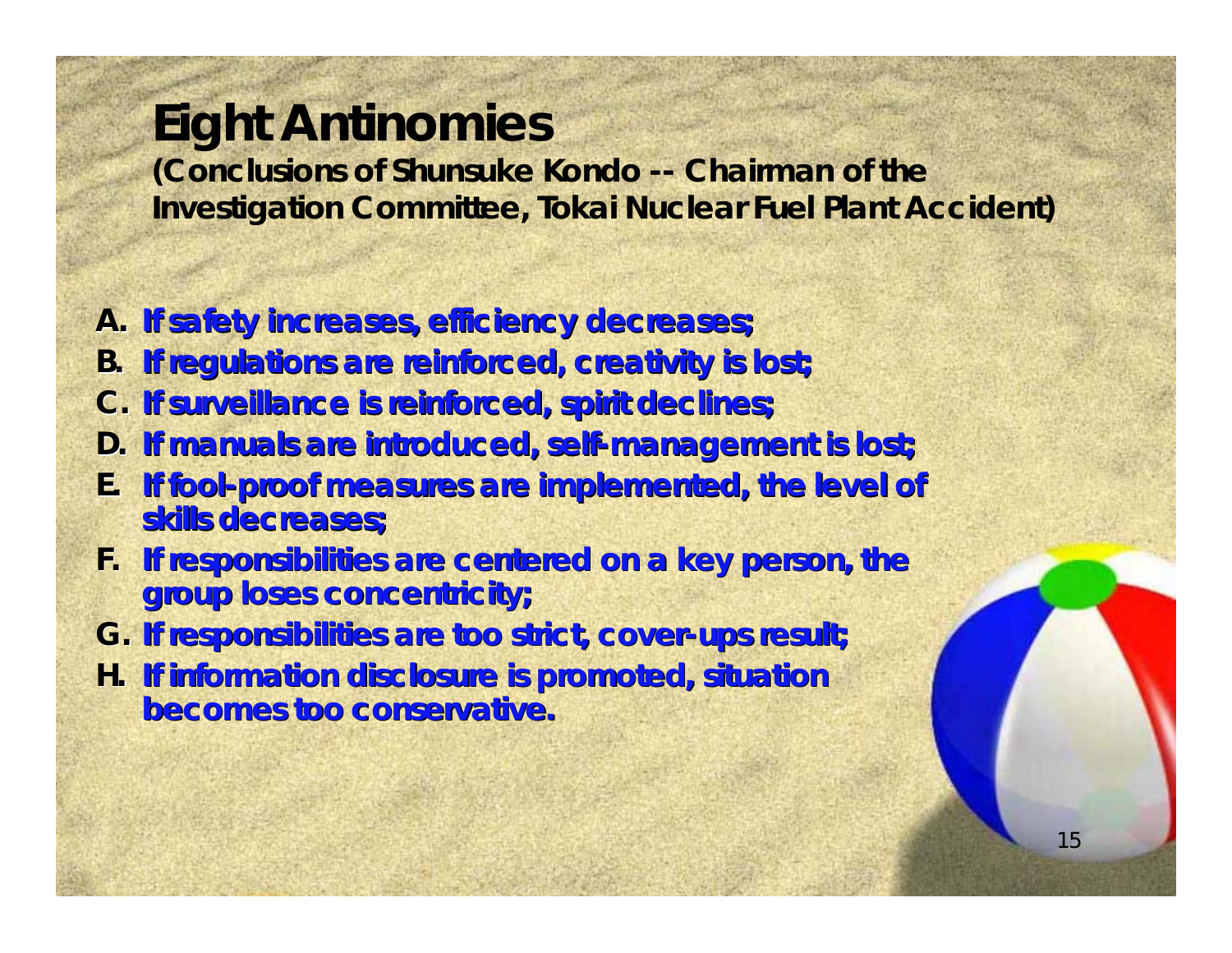# Eight Antinomies

**(Conclusions of Shunsuke Kondo -- Chairman of the Investigation Committee, Tokai Nuclear Fuel Plant Accident)**

A. **If safety increases, efficiency decreases;**
B. **If regulations are reinforced, creativity is lost;**
C. **If surveillance is reinforced, spirit declines;**
D. **If manuals are introduced, self-management is lost;**
E. **If fool-proof measures are implemented, the level of skills decreases;**
F. **If responsibilities are centered on a key person, the group loses concentricity;**
G. **If responsibilities are too strict, cover-ups result;**
H. **If information disclosure is promoted, situation becomes too conservative.**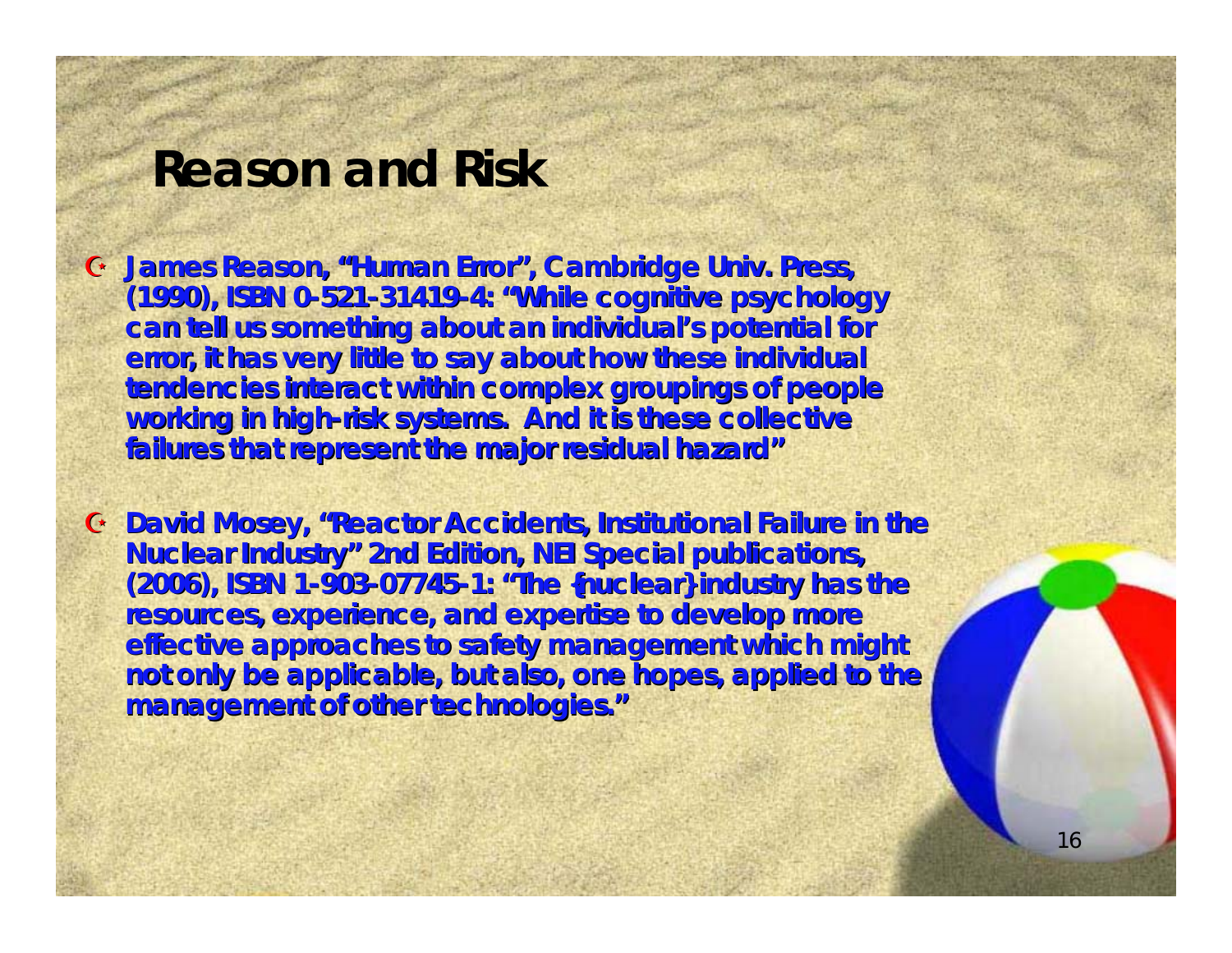# Reason and Risk

- **James Reason, "Human Error", Cambridge Univ. Press, (1990), ISBN 0-521-31419-4: "While cognitive psychology can tell us something about an individual's potential for error, it has very little to say about how these individual tendencies interact within complex groupings of people working in high-risk systems. And it is these collective failures that represent the major residual hazard"**

- **David Mosey, "Reactor Accidents, Institutional Failure in the Nuclear Industry" 2nd Edition, NEI Special publications, (2006), ISBN 1-903-07745-1: "The {nuclear} industry has the resources, experience, and expertise to develop more effective approaches to safety management which might not only be applicable, but also, one hopes, applied to the management of other technologies."**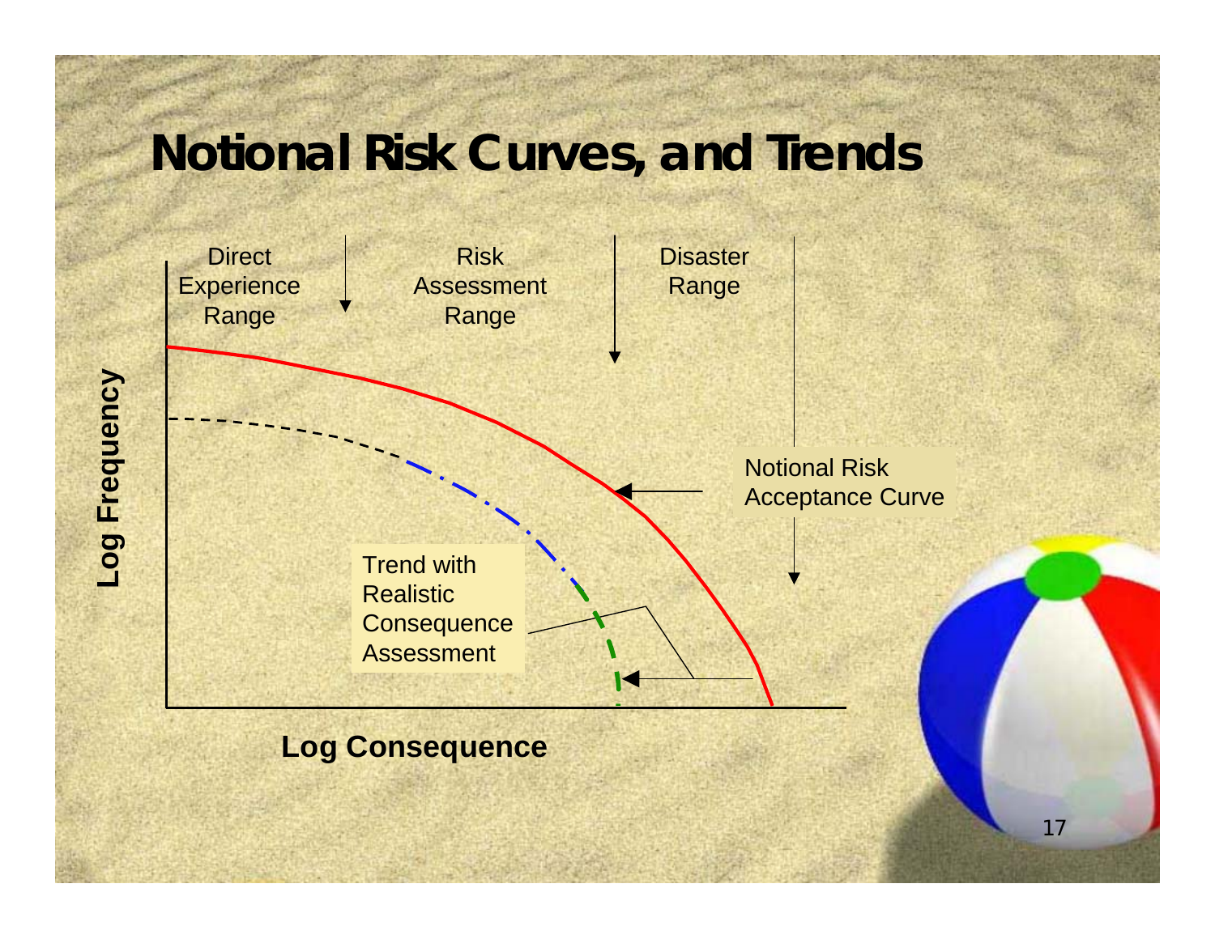# Notional Risk Curves, and Trends

Direct Experience Range

Risk Assessment Range

Disaster Range

Notional Risk Acceptance Curve

Trend with Realistic Consequence Assessment

Log Frequency

Log Consequence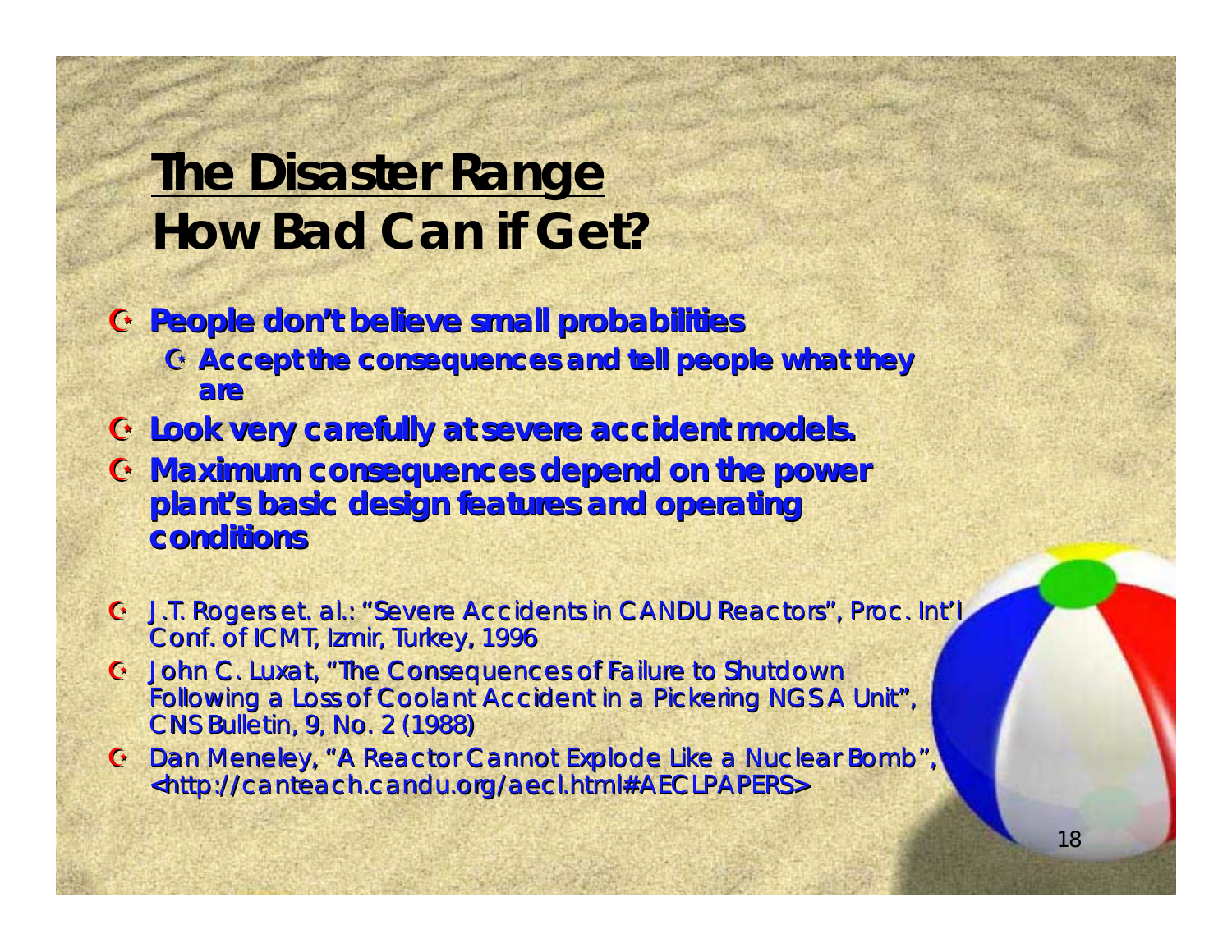# The Disaster Range
## How Bad Can if Get?

- **People don't believe small probabilities**
  - **Accept the consequences and tell people what they are**
- **Look very carefully at severe accident models.**
- **Maximum consequences depend on the power plant's basic design features and operating conditions**

- J.T. Rogers et. al.: "Severe Accidents in CANDU Reactors", Proc. Int'l Conf. of ICMT, Izmir, Turkey, 1996
- John C. Luxat, "The Consequences of Failure to Shutdown Following a Loss of Coolant Accident in a Pickering NGS A Unit", CNS Bulletin, 9, No. 2 (1988)
- Dan Meneley, "A Reactor Cannot Explode Like a Nuclear Bomb", <http://canteach.candu.org/aecl.html#AECLPAPERS>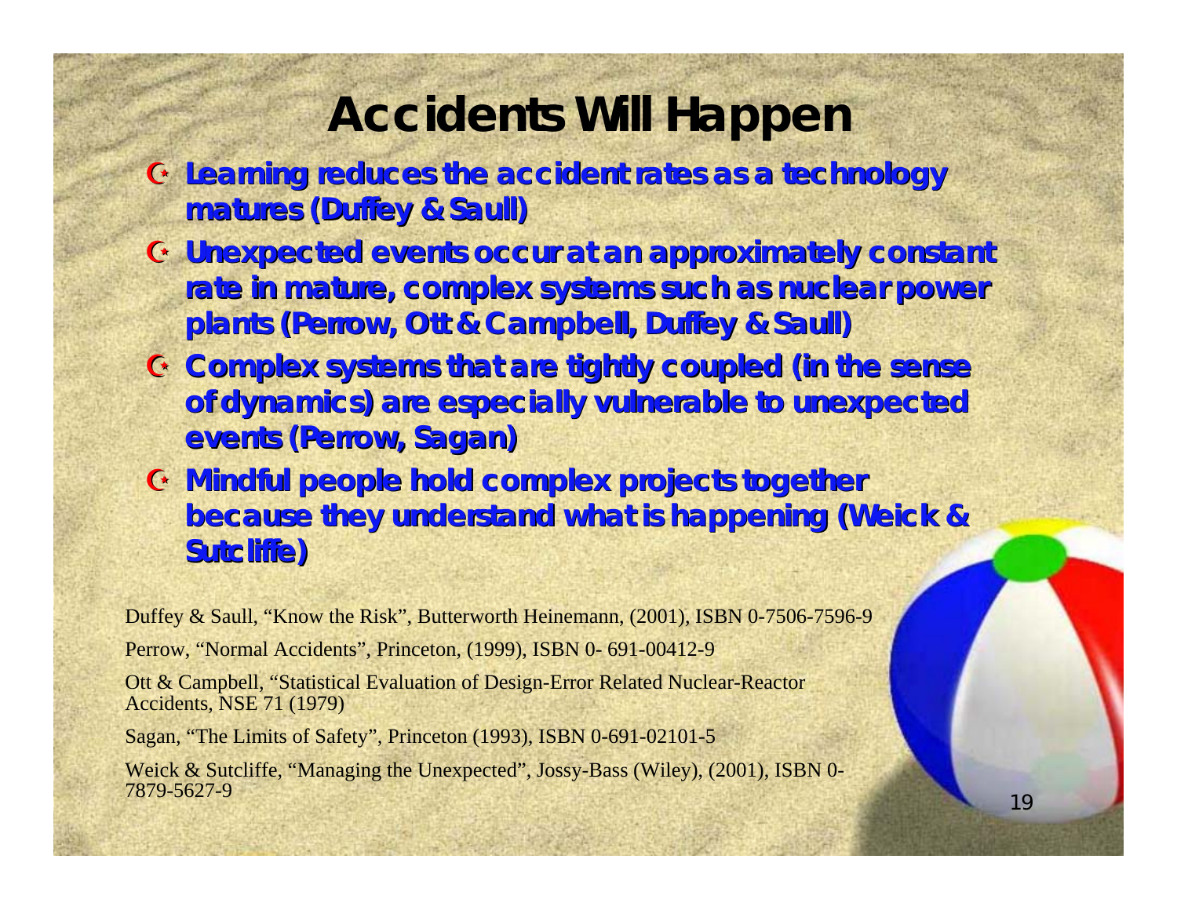# Accidents Will Happen

- Learning reduces the accident rates as a technology matures (Duffey & Saull)
- Unexpected events occur at an approximately constant rate in mature, complex systems such as nuclear power plants (Perrow, Ott & Campbell, Duffey & Saull)
- Complex systems that are tightly coupled (in the sense of dynamics) are especially vulnerable to unexpected events (Perrow, Sagan)
- Mindful people hold complex projects together because they understand what is happening (Weick & Sutcliffe)

Duffey & Saull, "Know the Risk", Butterworth Heinemann, (2001), ISBN 0-7506-7596-9

Perrow, "Normal Accidents", Princeton, (1999), ISBN 0- 691-00412-9

Ott & Campbell, "Statistical Evaluation of Design-Error Related Nuclear-Reactor Accidents, NSE 71 (1979)

Sagan, "The Limits of Safety", Princeton (1993), ISBN 0-691-02101-5

Weick & Sutcliffe, "Managing the Unexpected", Jossy-Bass (Wiley), (2001), ISBN 0-7879-5627-9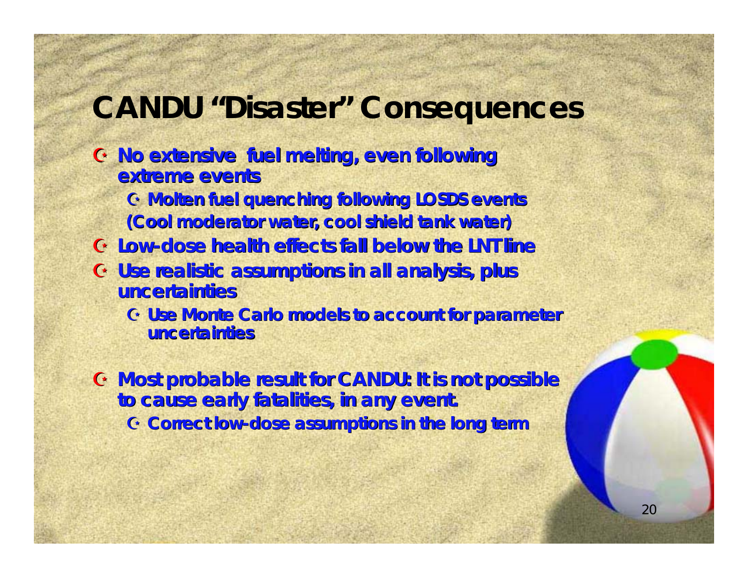# CANDU "Disaster" Consequences

- No extensive fuel melting, even following extreme events
  - Molten fuel quenching following LOSDS events

  (Cool moderator water, cool shield tank water)
- Low-dose health effects fall below the LNT line
- Use realistic assumptions in all analysis, plus uncertainties
  - Use Monte Carlo models to account for parameter uncertainties
- Most probable result for CANDU: It is not possible to cause early fatalities, in any event.
  - Correct low-dose assumptions in the long term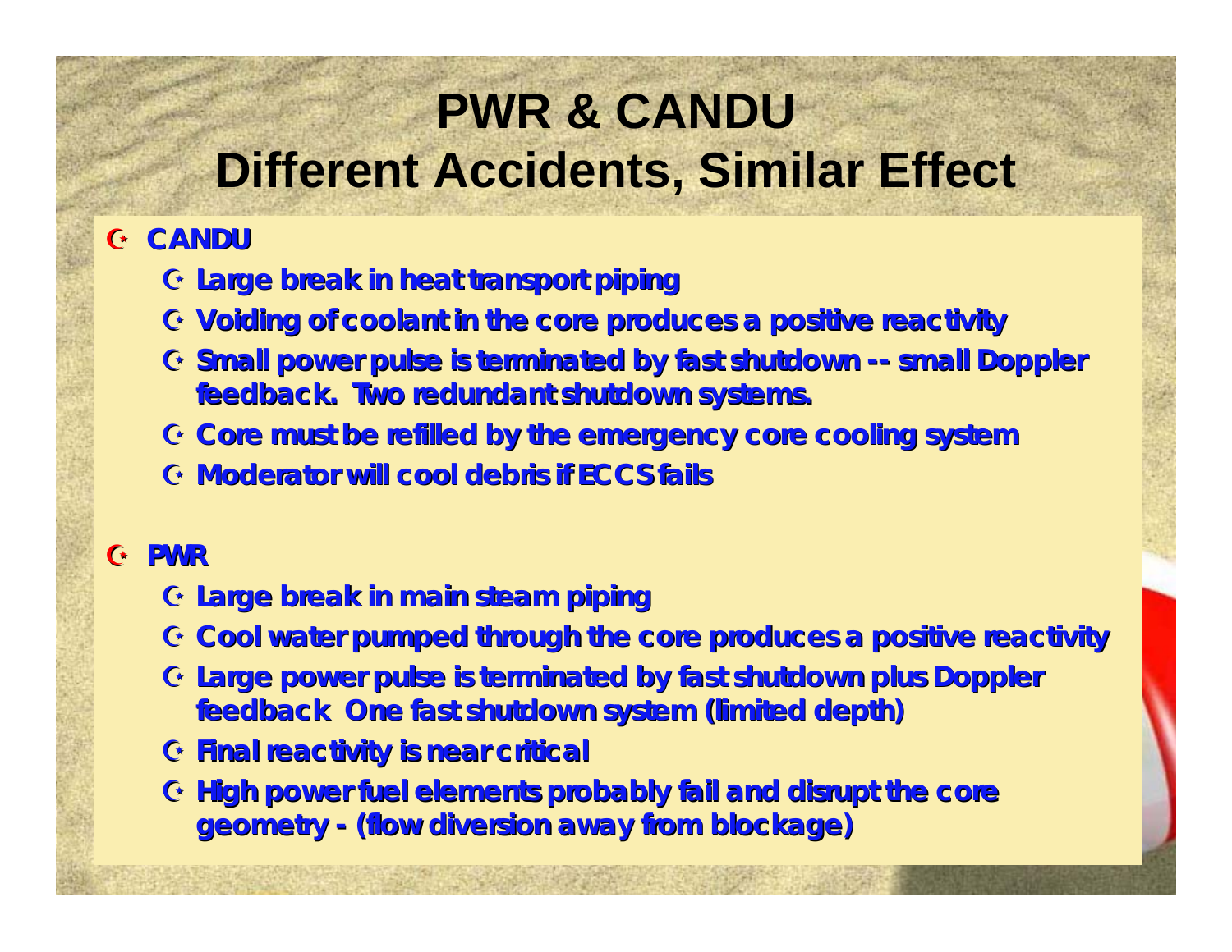# PWR & CANDU
# Different Accidents, Similar Effect

- **CANDU**
  - **Large break in heat transport piping**
  - **Voiding of coolant in the core produces a positive reactivity**
  - **Small power pulse is terminated by fast shutdown -- small Doppler feedback. Two redundant shutdown systems.**
  - **Core must be refilled by the emergency core cooling system**
  - **Moderator will cool debris if ECCS fails**

- **PWR**
  - **Large break in main steam piping**
  - **Cool water pumped through the core produces a positive reactivity**
  - **Large power pulse is terminated by fast shutdown plus Doppler feedback One fast shutdown system (limited depth)**
  - **Final reactivity is near critical**
  - **High power fuel elements probably fail and disrupt the core geometry - (flow diversion away from blockage)**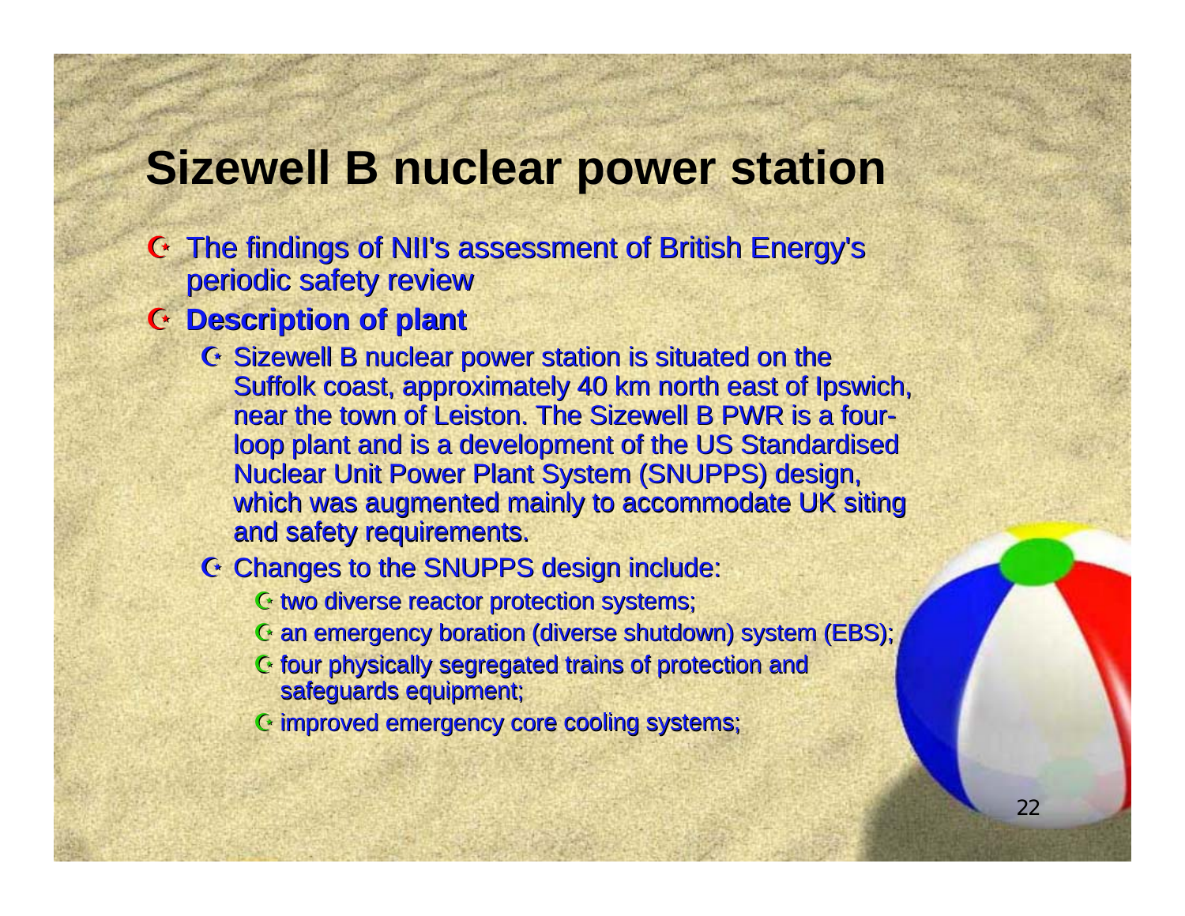# Sizewell B nuclear power station

- The findings of NII's assessment of British Energy's periodic safety review
- **Description of plant**
  - Sizewell B nuclear power station is situated on the Suffolk coast, approximately 40 km north east of Ipswich, near the town of Leiston. The Sizewell B PWR is a four-loop plant and is a development of the US Standardised Nuclear Unit Power Plant System (SNUPPS) design, which was augmented mainly to accommodate UK siting and safety requirements.
  - Changes to the SNUPPS design include:
    - two diverse reactor protection systems;
    - an emergency boration (diverse shutdown) system (EBS);
    - four physically segregated trains of protection and safeguards equipment;
    - improved emergency core cooling systems;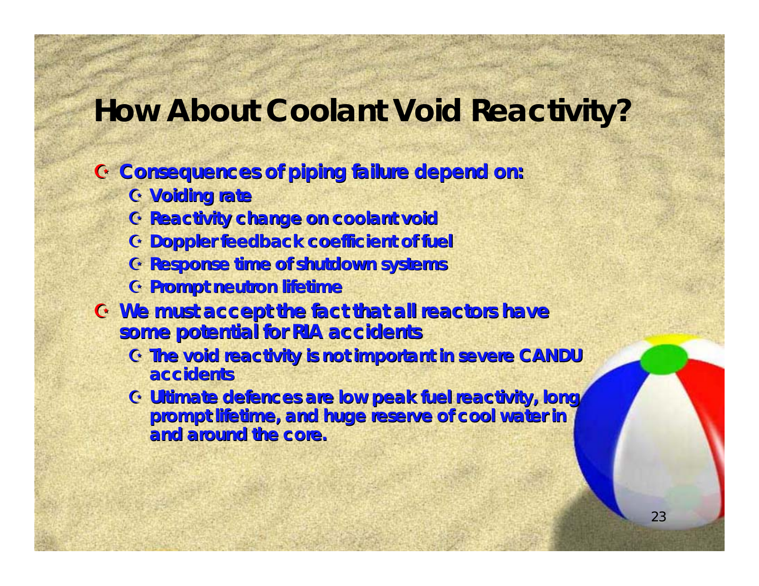# How About Coolant Void Reactivity?

- **Consequences of piping failure depend on:**
  - **Voiding rate**
  - **Reactivity change on coolant void**
  - **Doppler feedback coefficient of fuel**
  - **Response time of shutdown systems**
  - **Prompt neutron lifetime**
- **We must accept the fact that all reactors have some potential for RIA accidents**
  - **The void reactivity is not important in severe CANDU accidents**
  - **Ultimate defences are low peak fuel reactivity, long prompt lifetime, and huge reserve of cool water in and around the core.**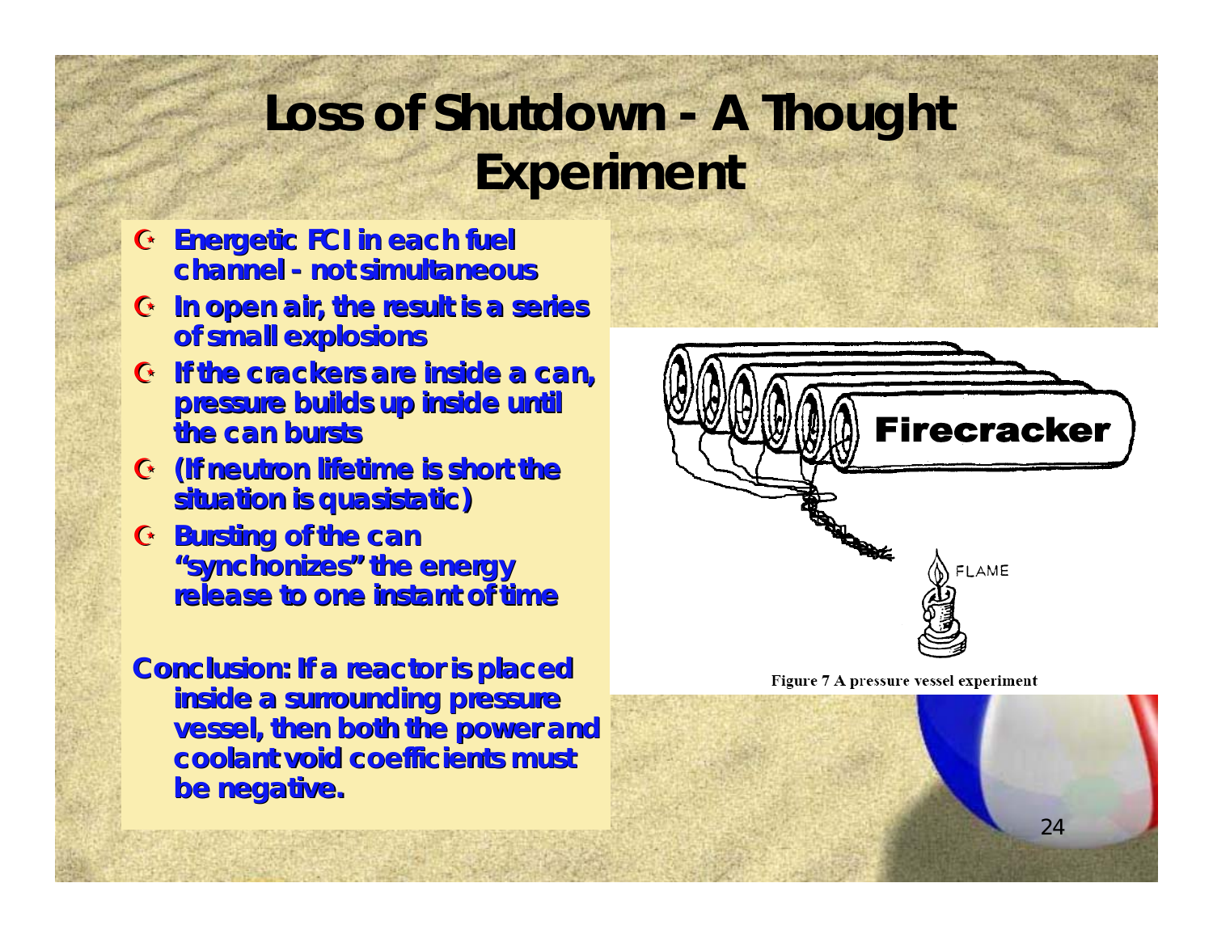# Loss of Shutdown - A Thought Experiment

- Energetic FCI in each fuel channel - not simultaneous
- In open air, the result is a series of small explosions
- If the crackers are inside a can, pressure builds up inside until the can bursts
- (If neutron lifetime is short the situation is quasistatic)
- Bursting of the can "synchonizes" the energy release to one instant of time

Conclusion: If a reactor is placed inside a surrounding pressure vessel, then both the power and coolant void coefficients must be negative.

Figure 7 A pressure vessel experiment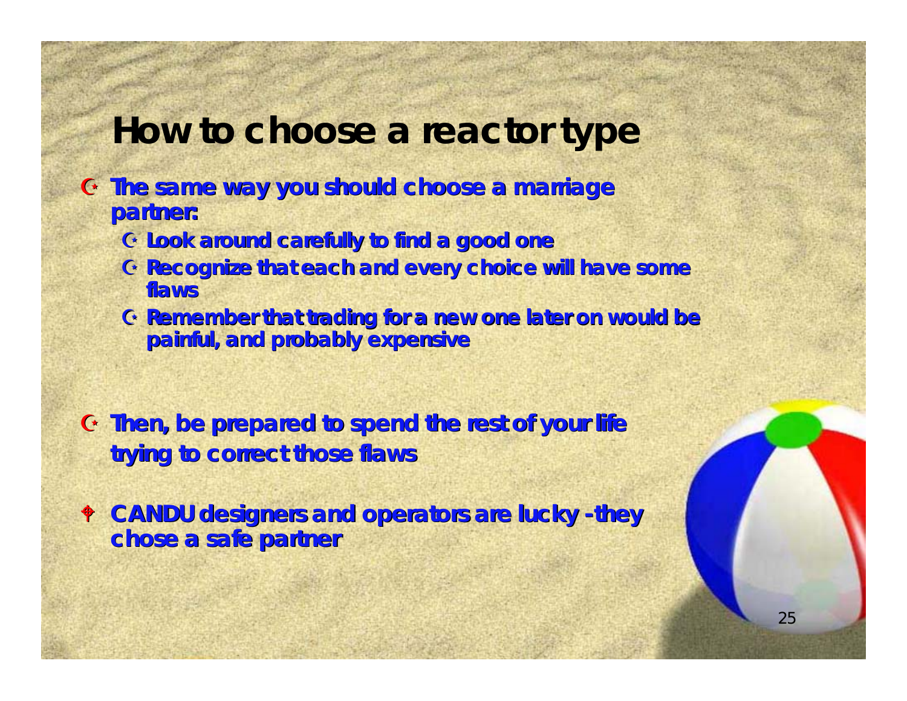# How to choose a reactor type

- The same way you should choose a marriage partner:
  - Look around carefully to find a good one
  - Recognize that each and every choice will have some flaws
  - Remember that trading for a new one later on would be painful, and probably expensive

- Then, be prepared to spend the rest of your life trying to correct those flaws

- CANDU designers and operators are lucky - they chose a safe partner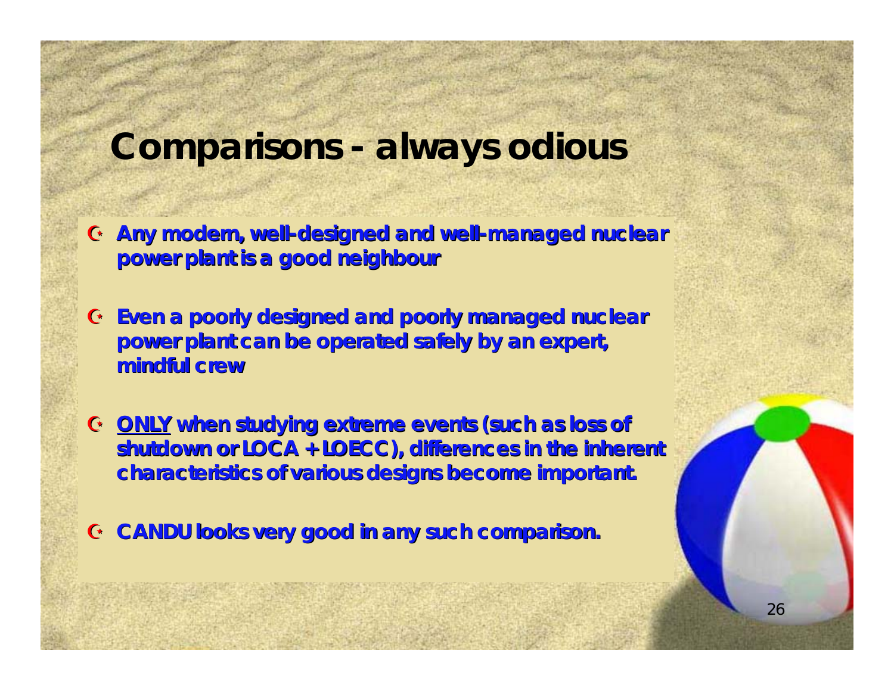# Comparisons - always odious

- **Any modern, well-designed and well-managed nuclear power plant is a good neighbour**
- **Even a poorly designed and poorly managed nuclear power plant can be operated safely by an expert, mindful crew**
- **ONLY when studying extreme events (such as loss of shutdown or LOCA + LOECC), differences in the inherent characteristics of various designs become important.**
- **CANDU looks very good in any such comparison.**